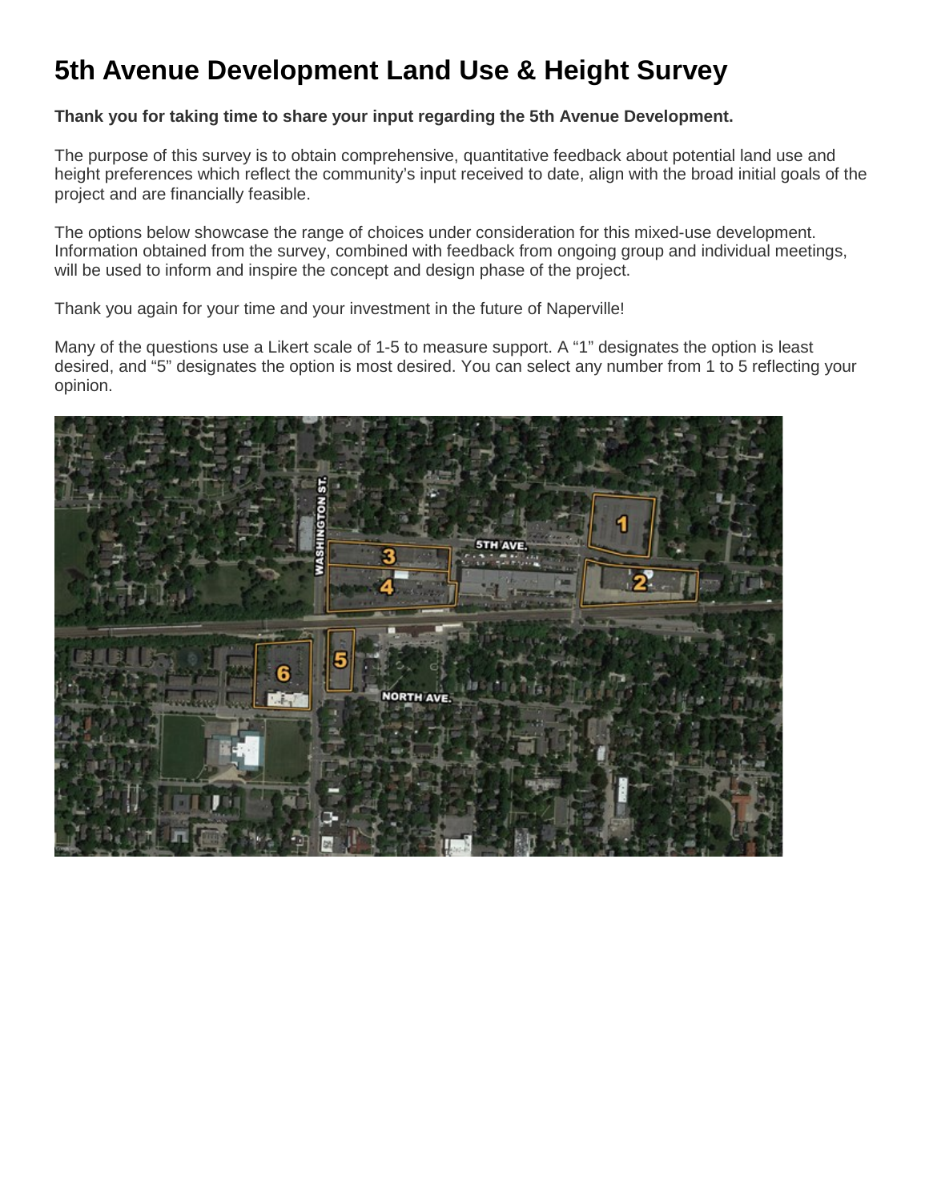# 5th Avenue Development Land Use & Height Survey

**Thank you for taking time to share your input regarding the 5th Avenue Development.**

The purpose of this survey is to obtain comprehensive, quantitative feedback about potential land use and height preferences which reflect the community's input received to date, align with the broad initial goals of the project and are financially feasible.

The options below showcase the range of choices under consideration for this mixed-use development. Information obtained from the survey, combined with feedback from ongoing group and individual meetings, will be used to inform and inspire the concept and design phase of the project.

Thank you again for your time and your investment in the future of Naperville!

Many of the questions use a Likert scale of 1-5 to measure support. A "1" designates the option is least desired, and "5" designates the option is most desired. You can select any number from 1 to 5 reflecting your opinion.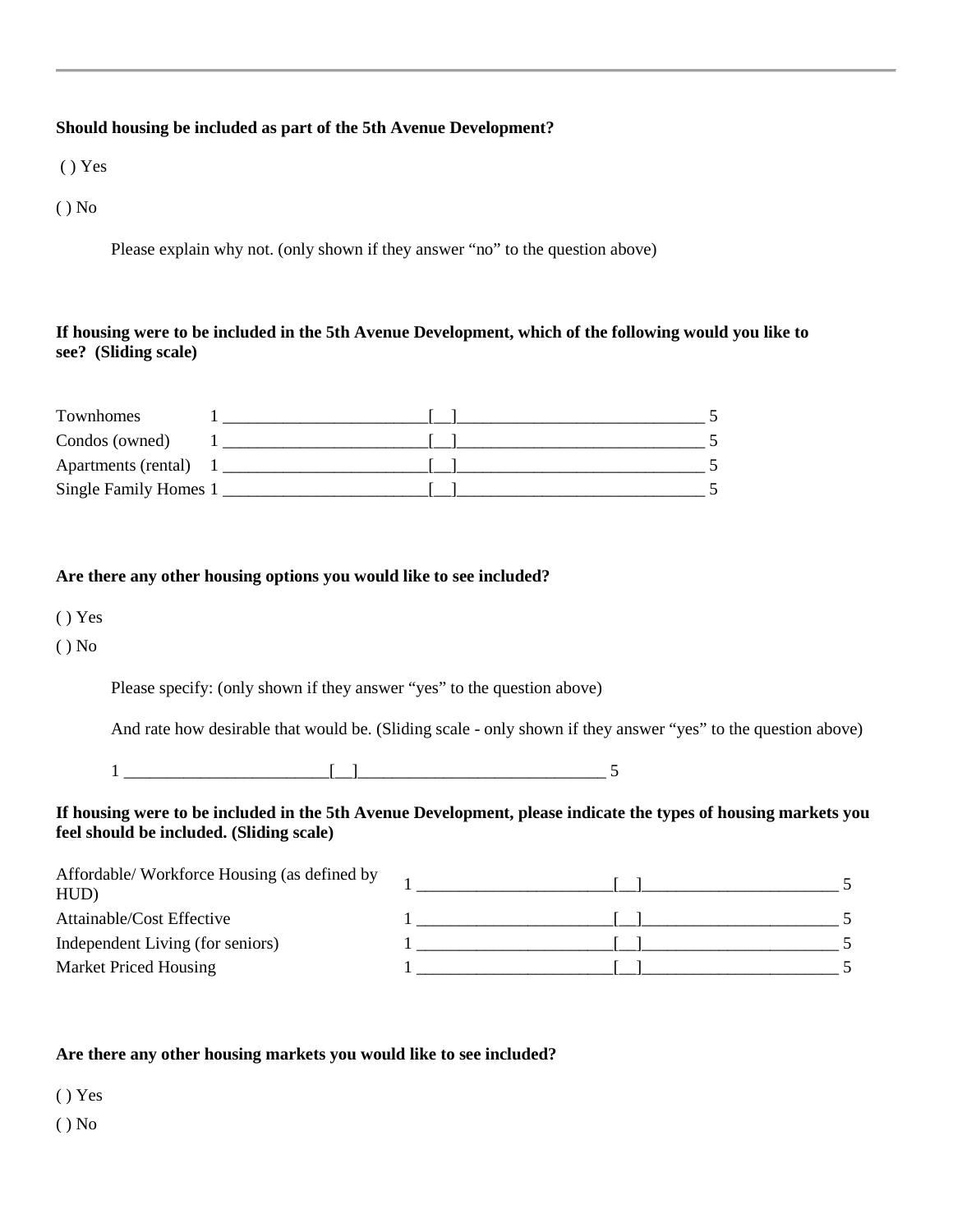**Should housing be included as part of the 5th Avenue Development?**

( ) Yes

( ) No

Please explain why not. (only shown if they answer "no" to the question above)

**If housing were to be included in the 5th Avenue Development, which of the following would you like to see? (Sliding scale)**

| | |
|---|---|
| Townhomes | 1 ________________________[__]_____________________________ 5 |
| Condos (owned) | 1 ________________________[__]_____________________________ 5 |
| Apartments (rental) | 1 ________________________[__]_____________________________ 5 |
| Single Family Homes | 1 ________________________[__]_____________________________ 5 |

**Are there any other housing options you would like to see included?**

( ) Yes

( ) No

Please specify: (only shown if they answer "yes" to the question above)

And rate how desirable that would be. (Sliding scale - only shown if they answer "yes" to the question above)

1 ________________________[__]_____________________________ 5

**If housing were to be included in the 5th Avenue Development, please indicate the types of housing markets you feel should be included. (Sliding scale)**

| | |
|---|---|
| Affordable/ Workforce Housing (as defined by HUD) | 1 _______________________[__]_______________________ 5 |
| Attainable/Cost Effective | 1 _______________________[__]_______________________ 5 |
| Independent Living (for seniors) | 1 _______________________[__]_______________________ 5 |
| Market Priced Housing | 1 _______________________[__]_______________________ 5 |

**Are there any other housing markets you would like to see included?**

( ) Yes

( ) No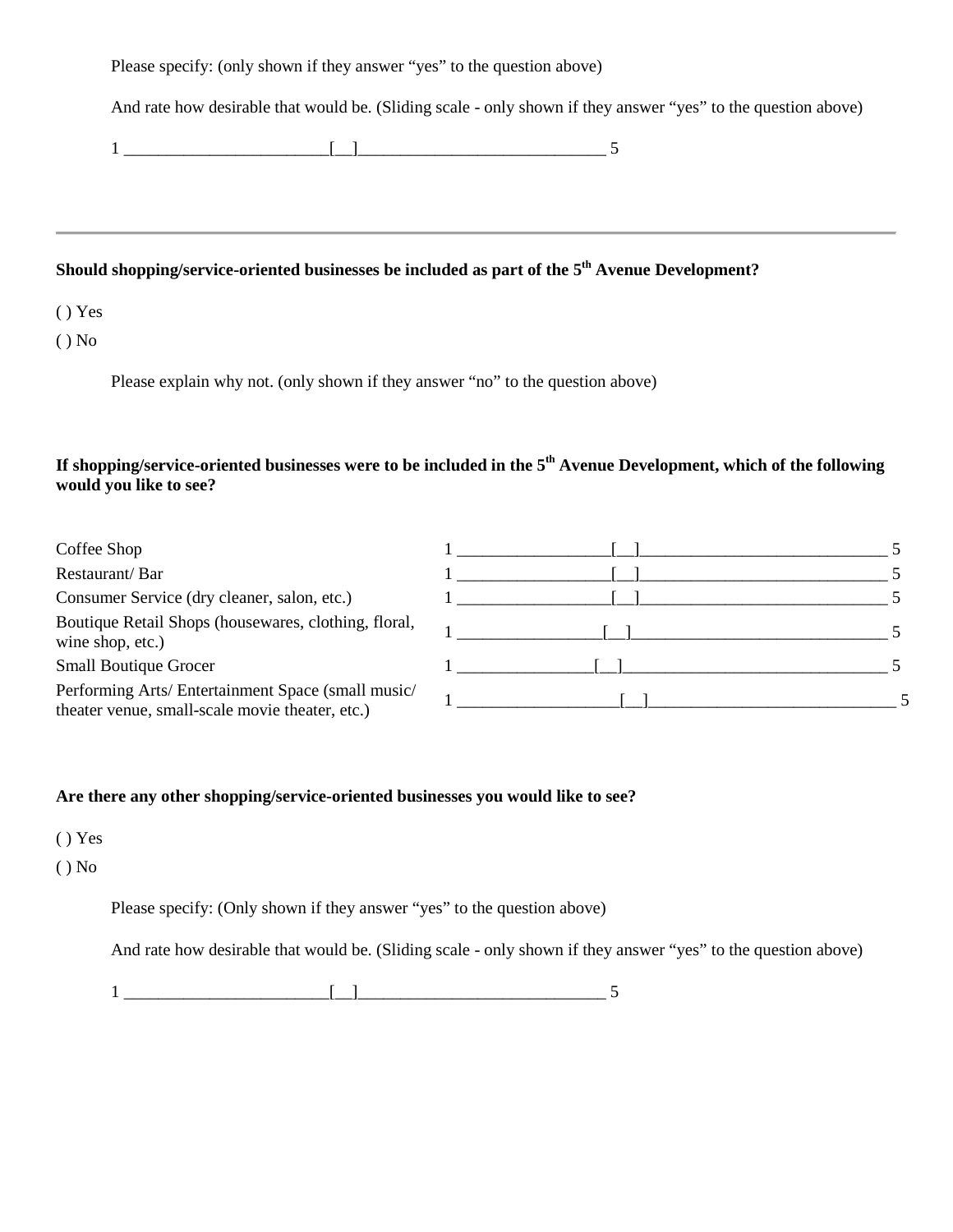Please specify: (only shown if they answer “yes” to the question above)

And rate how desirable that would be. (Sliding scale - only shown if they answer “yes” to the question above)

1 _______________________[__]____________________________ 5

---

**Should shopping/service-oriented businesses be included as part of the 5th Avenue Development?**

( ) Yes

( ) No

Please explain why not. (only shown if they answer “no” to the question above)

**If shopping/service-oriented businesses were to be included in the 5th Avenue Development, which of the following would you like to see?**

| | |
|---|---|
| Coffee Shop | 1 _________________[__]_____________________________ 5 |
| Restaurant/ Bar | 1 _________________[__]_____________________________ 5 |
| Consumer Service (dry cleaner, salon, etc.) | 1 _________________[__]_____________________________ 5 |
| Boutique Retail Shops (housewares, clothing, floral, wine shop, etc.) | 1 ________________[__]______________________________ 5 |
| Small Boutique Grocer | 1 _______________[__]_______________________________ 5 |
| Performing Arts/ Entertainment Space (small music/ theater venue, small-scale movie theater, etc.) | 1 __________________[__]_____________________________ 5 |

**Are there any other shopping/service-oriented businesses you would like to see?**

( ) Yes

( ) No

Please specify: (Only shown if they answer “yes” to the question above)

And rate how desirable that would be. (Sliding scale - only shown if they answer “yes” to the question above)

1 _______________________[__]____________________________ 5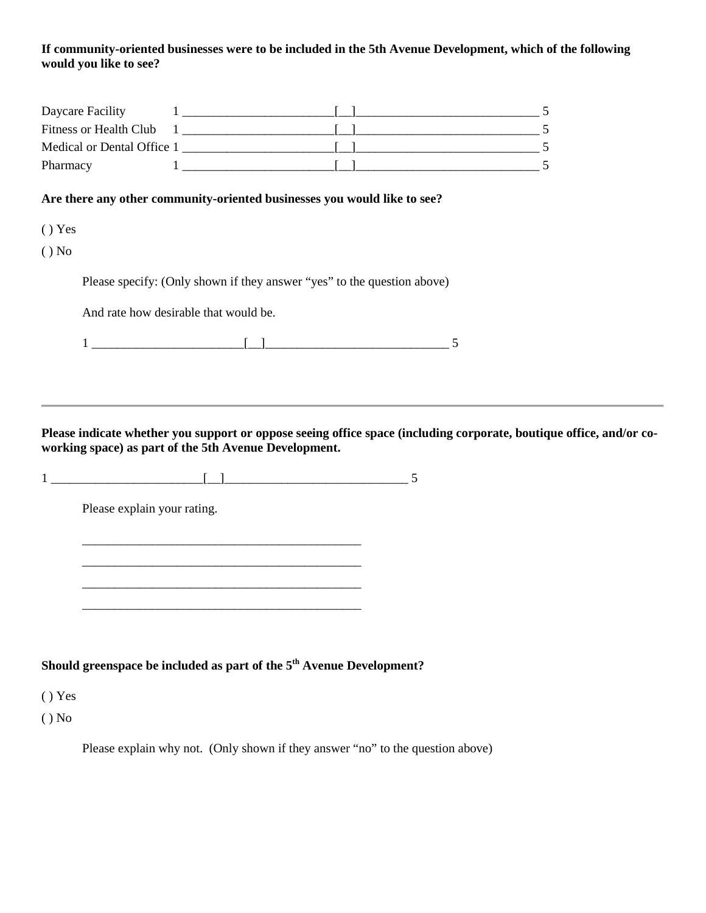**If community-oriented businesses were to be included in the 5th Avenue Development, which of the following would you like to see?**

Daycare Facility 1 ________________________[__]_____________________________ 5

Fitness or Health Club 1 ________________________[__]_____________________________ 5

Medical or Dental Office 1 ________________________[__]_____________________________ 5

Pharmacy 1 ________________________[__]_____________________________ 5

**Are there any other community-oriented businesses you would like to see?**

( ) Yes

( ) No

Please specify: (Only shown if they answer "yes" to the question above)

And rate how desirable that would be.

1 ________________________[__]_____________________________ 5

---

**Please indicate whether you support or oppose seeing office space (including corporate, boutique office, and/or co-working space) as part of the 5th Avenue Development.**

1 ________________________[__]_____________________________ 5

Please explain your rating.

______________________________________________

______________________________________________

______________________________________________

______________________________________________

**Should greenspace be included as part of the 5th Avenue Development?**

( ) Yes

( ) No

Please explain why not. (Only shown if they answer "no" to the question above)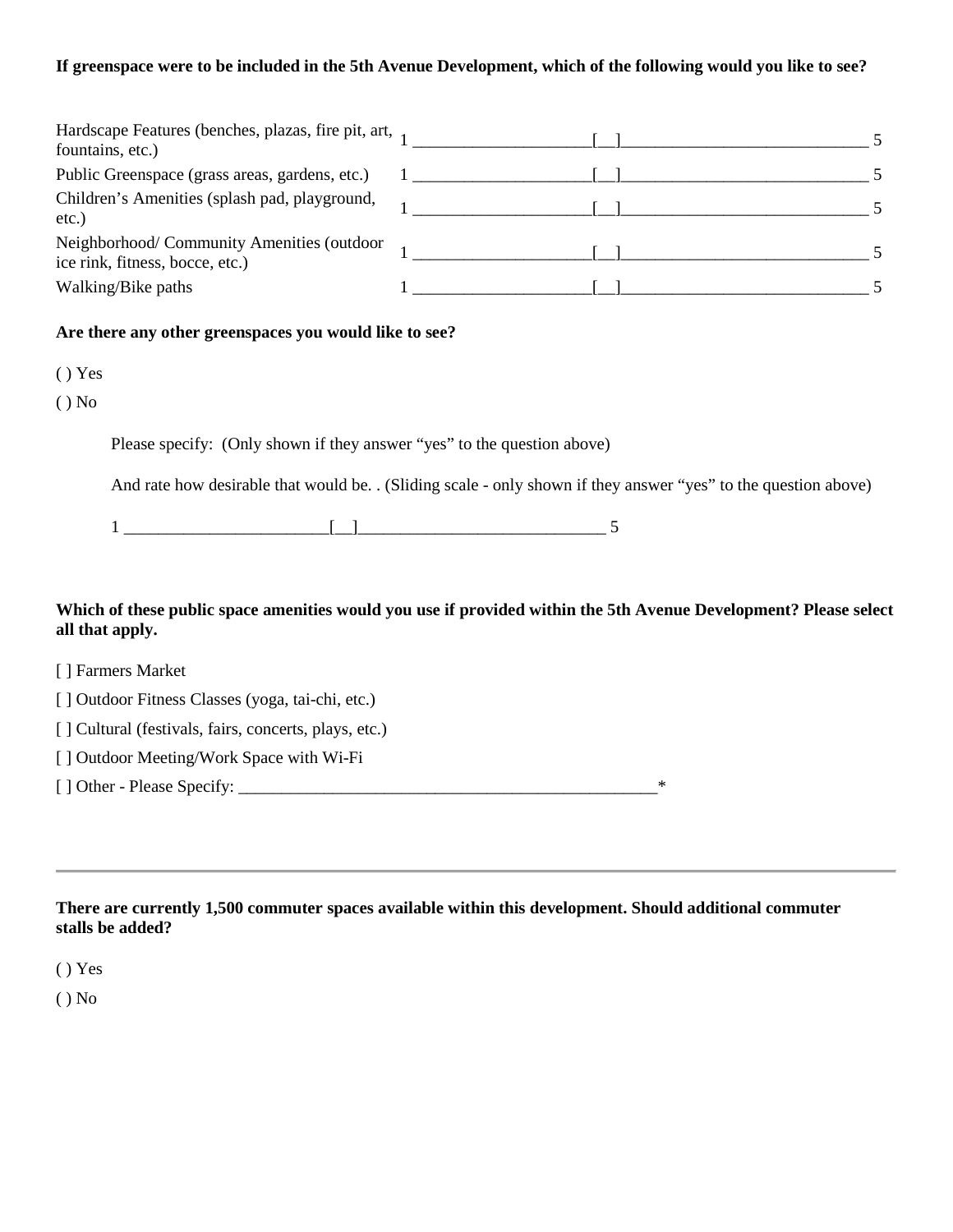**If greenspace were to be included in the 5th Avenue Development, which of the following would you like to see?**

| | |
|---|---|
| Hardscape Features (benches, plazas, fire pit, art, fountains, etc.) | 1 ____________________[__]____________________________ 5 |
| Public Greenspace (grass areas, gardens, etc.) | 1 ____________________[__]____________________________ 5 |
| Children's Amenities (splash pad, playground, etc.) | 1 ____________________[__]____________________________ 5 |
| Neighborhood/ Community Amenities (outdoor ice rink, fitness, bocce, etc.) | 1 ____________________[__]____________________________ 5 |
| Walking/Bike paths | 1 ____________________[__]____________________________ 5 |

**Are there any other greenspaces you would like to see?**

( ) Yes

( ) No

Please specify: (Only shown if they answer "yes" to the question above)

And rate how desirable that would be. . (Sliding scale - only shown if they answer "yes" to the question above)

1 _______________________[__]____________________________ 5

**Which of these public space amenities would you use if provided within the 5th Avenue Development? Please select all that apply.**

[ ] Farmers Market

[ ] Outdoor Fitness Classes (yoga, tai-chi, etc.)

[ ] Cultural (festivals, fairs, concerts, plays, etc.)

[ ] Outdoor Meeting/Work Space with Wi-Fi

[ ] Other - Please Specify: _________________________________________________*

---

**There are currently 1,500 commuter spaces available within this development. Should additional commuter stalls be added?**

( ) Yes

( ) No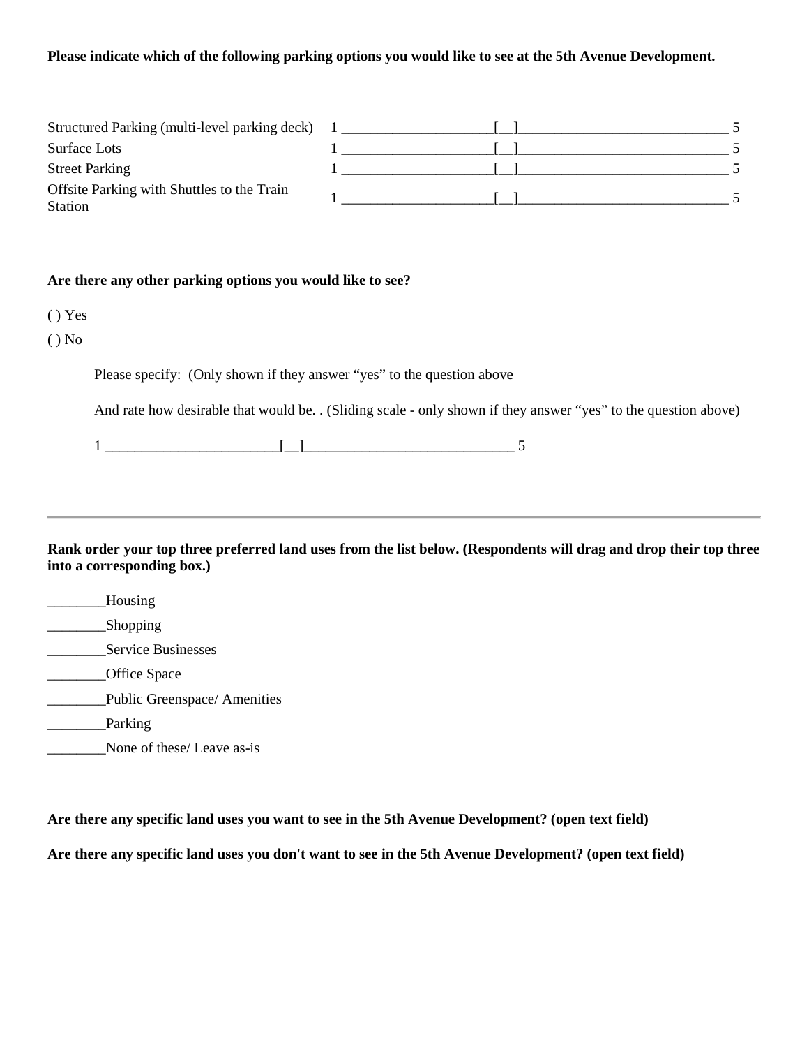**Please indicate which of the following parking options you would like to see at the 5th Avenue Development.**

| | |
|---|---|
| Structured Parking (multi-level parking deck) | 1 ____________________[__]_____________________________ 5 |
| Surface Lots | 1 ____________________[__]_____________________________ 5 |
| Street Parking | 1 ____________________[__]_____________________________ 5 |
| Offsite Parking with Shuttles to the Train Station | 1 ____________________[__]_____________________________ 5 |

**Are there any other parking options you would like to see?**

( ) Yes

( ) No

Please specify: (Only shown if they answer "yes" to the question above

And rate how desirable that would be. . (Sliding scale - only shown if they answer "yes" to the question above)

1 _______________________[__]_____________________________ 5

---

**Rank order your top three preferred land uses from the list below. (Respondents will drag and drop their top three into a corresponding box.)**

________Housing

________Shopping

________Service Businesses

________Office Space

________Public Greenspace/ Amenities

________Parking

________None of these/ Leave as-is

**Are there any specific land uses you want to see in the 5th Avenue Development? (open text field)**

**Are there any specific land uses you don't want to see in the 5th Avenue Development? (open text field)**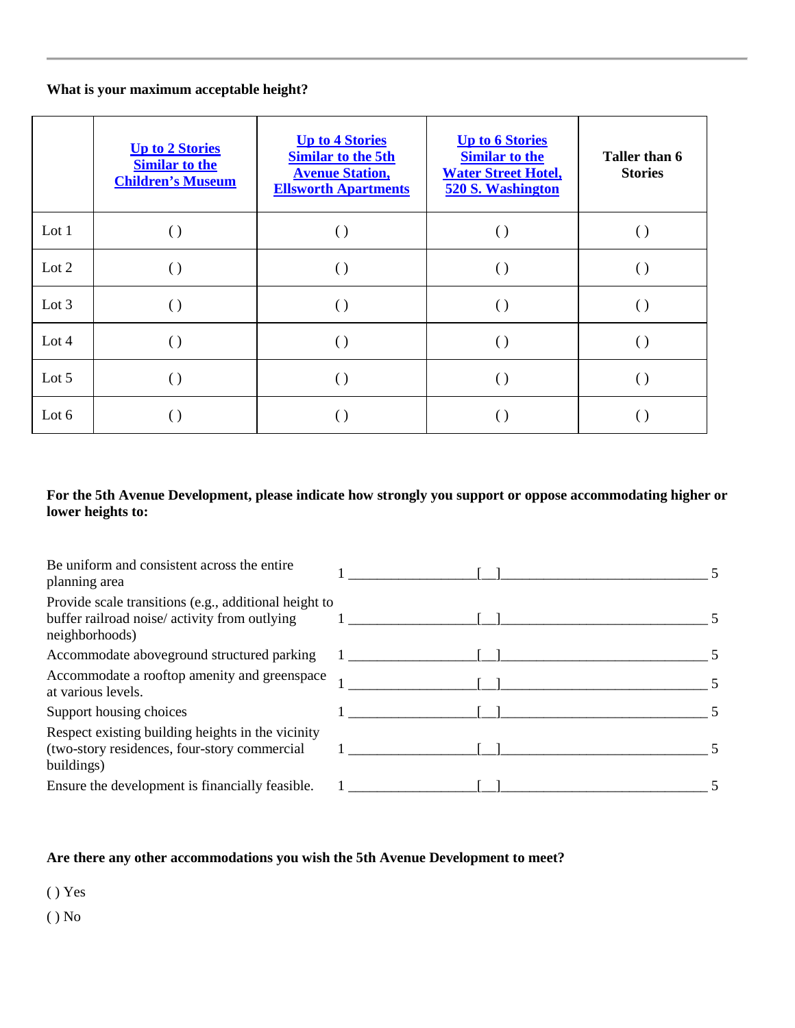**What is your maximum acceptable height?**

| | [Up to 2 Stories Similar to the Children's Museum] | [Up to 4 Stories Similar to the 5th Avenue Station, Ellsworth Apartments] | [Up to 6 Stories Similar to the Water Street Hotel, 520 S. Washington] | **Taller than 6 Stories** |
|---|---|---|---|---|
| Lot 1 | ( ) | ( ) | ( ) | ( ) |
| Lot 2 | ( ) | ( ) | ( ) | ( ) |
| Lot 3 | ( ) | ( ) | ( ) | ( ) |
| Lot 4 | ( ) | ( ) | ( ) | ( ) |
| Lot 5 | ( ) | ( ) | ( ) | ( ) |
| Lot 6 | ( ) | ( ) | ( ) | ( ) |

**For the 5th Avenue Development, please indicate how strongly you support or oppose accommodating higher or lower heights to:**

| | |
|---|---|
| Be uniform and consistent across the entire planning area | 1 ________________[__]____________________________ 5 |
| Provide scale transitions (e.g., additional height to buffer railroad noise/ activity from outlying neighborhoods) | 1 ________________[__]____________________________ 5 |
| Accommodate aboveground structured parking | 1 ________________[__]____________________________ 5 |
| Accommodate a rooftop amenity and greenspace at various levels. | 1 ________________[__]____________________________ 5 |
| Support housing choices | 1 ________________[__]____________________________ 5 |
| Respect existing building heights in the vicinity (two-story residences, four-story commercial buildings) | 1 ________________[__]____________________________ 5 |
| Ensure the development is financially feasible. | 1 ________________[__]____________________________ 5 |

**Are there any other accommodations you wish the 5th Avenue Development to meet?**

( ) Yes

( ) No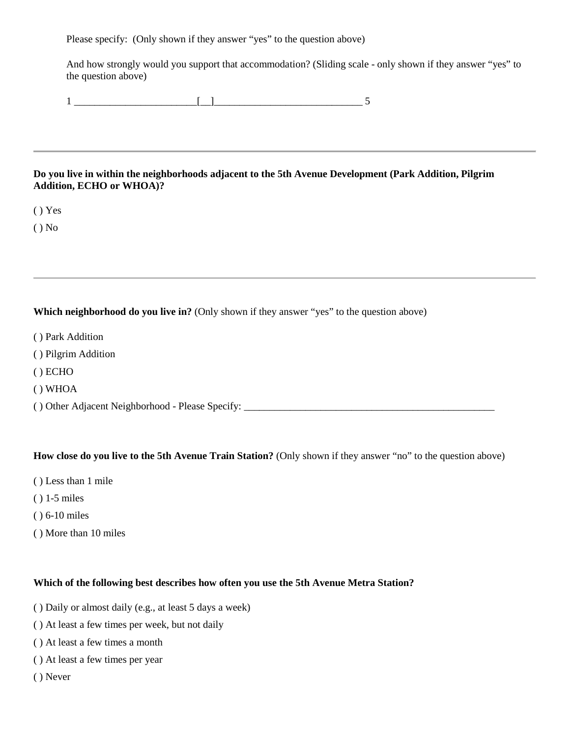Please specify: (Only shown if they answer "yes" to the question above)

And how strongly would you support that accommodation? (Sliding scale - only shown if they answer "yes" to the question above)

1 ________________________[__]_____________________________ 5

---

**Do you live in within the neighborhoods adjacent to the 5th Avenue Development (Park Addition, Pilgrim Addition, ECHO or WHOA)?**

( ) Yes

( ) No

---

**Which neighborhood do you live in?** (Only shown if they answer "yes" to the question above)

( ) Park Addition

( ) Pilgrim Addition

( ) ECHO

( ) WHOA

( ) Other Adjacent Neighborhood - Please Specify: ____________________________________________________

**How close do you live to the 5th Avenue Train Station?** (Only shown if they answer "no" to the question above)

( ) Less than 1 mile

( ) 1-5 miles

( ) 6-10 miles

( ) More than 10 miles

**Which of the following best describes how often you use the 5th Avenue Metra Station?**

( ) Daily or almost daily (e.g., at least 5 days a week)

( ) At least a few times per week, but not daily

( ) At least a few times a month

( ) At least a few times per year

( ) Never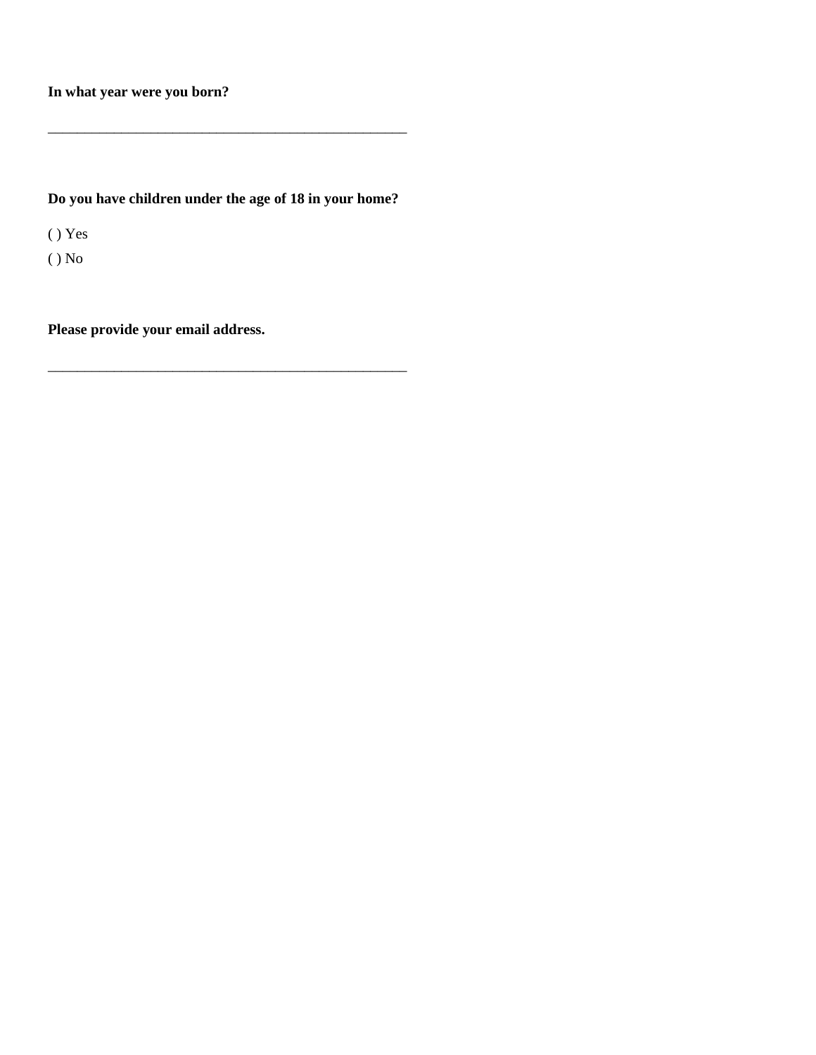**In what year were you born?**

____________________________________________________

**Do you have children under the age of 18 in your home?**

( ) Yes

( ) No

**Please provide your email address.**

____________________________________________________